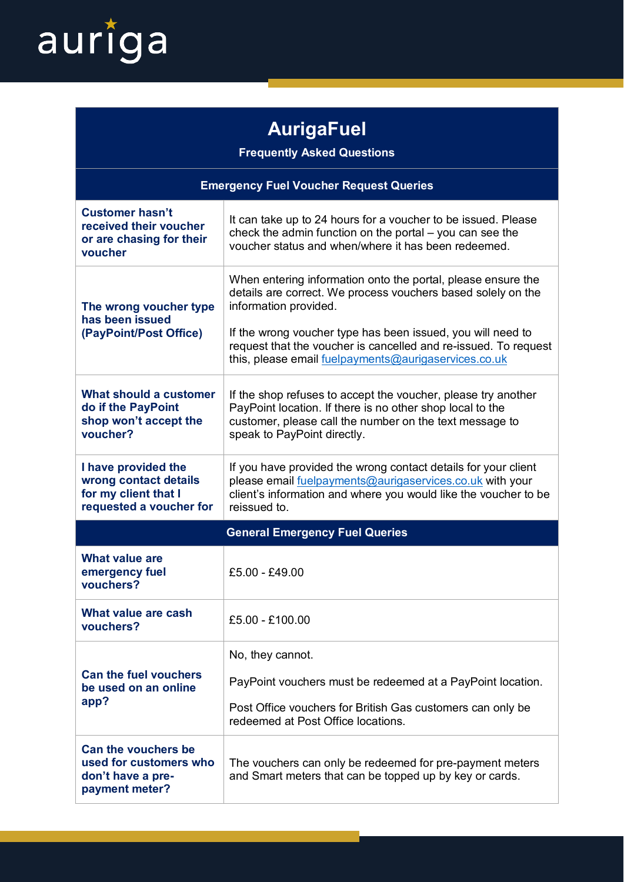auriga

# AurigaFuel

## Frequently Asked Questions

| Emergency Fuel Voucher Request Queries | |
|---|---|
| **Customer hasn't received their voucher or are chasing for their voucher** | It can take up to 24 hours for a voucher to be issued. Please check the admin function on the portal – you can see the voucher status and when/where it has been redeemed. |
| **The wrong voucher type has been issued (PayPoint/Post Office)** | When entering information onto the portal, please ensure the details are correct. We process vouchers based solely on the information provided.<br><br>If the wrong voucher type has been issued, you will need to request that the voucher is cancelled and re-issued. To request this, please email fuelpayments@aurigaservices.co.uk |
| **What should a customer do if the PayPoint shop won't accept the voucher?** | If the shop refuses to accept the voucher, please try another PayPoint location. If there is no other shop local to the customer, please call the number on the text message to speak to PayPoint directly. |
| **I have provided the wrong contact details for my client that I requested a voucher for** | If you have provided the wrong contact details for your client please email fuelpayments@aurigaservices.co.uk with your client's information and where you would like the voucher to be reissued to. |
| **General Emergency Fuel Queries** | |
| **What value are emergency fuel vouchers?** | £5.00 - £49.00 |
| **What value are cash vouchers?** | £5.00 - £100.00 |
| **Can the fuel vouchers be used on an online app?** | No, they cannot.<br><br>PayPoint vouchers must be redeemed at a PayPoint location.<br><br>Post Office vouchers for British Gas customers can only be redeemed at Post Office locations. |
| **Can the vouchers be used for customers who don't have a pre-payment meter?** | The vouchers can only be redeemed for pre-payment meters and Smart meters that can be topped up by key or cards. |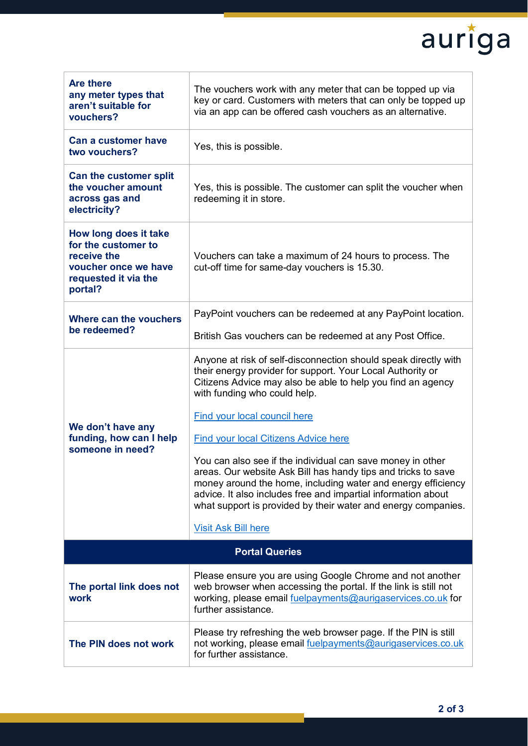| | |
|---|---|
| **Are there any meter types that aren't suitable for vouchers?** | The vouchers work with any meter that can be topped up via key or card. Customers with meters that can only be topped up via an app can be offered cash vouchers as an alternative. |
| **Can a customer have two vouchers?** | Yes, this is possible. |
| **Can the customer split the voucher amount across gas and electricity?** | Yes, this is possible. The customer can split the voucher when redeeming it in store. |
| **How long does it take for the customer to receive the voucher once we have requested it via the portal?** | Vouchers can take a maximum of 24 hours to process. The cut-off time for same-day vouchers is 15.30. |
| **Where can the vouchers be redeemed?** | PayPoint vouchers can be redeemed at any PayPoint location.<br><br>British Gas vouchers can be redeemed at any Post Office. |
| **We don't have any funding, how can I help someone in need?** | Anyone at risk of self-disconnection should speak directly with their energy provider for support. Your Local Authority or Citizens Advice may also be able to help you find an agency with funding who could help.<br><br>Find your local council here<br><br>Find your local Citizens Advice here<br><br>You can also see if the individual can save money in other areas. Our website Ask Bill has handy tips and tricks to save money around the home, including water and energy efficiency advice. It also includes free and impartial information about what support is provided by their water and energy companies.<br><br>Visit Ask Bill here |
| **Portal Queries** | |
| **The portal link does not work** | Please ensure you are using Google Chrome and not another web browser when accessing the portal. If the link is still not working, please email fuelpayments@aurigaservices.co.uk for further assistance. |
| **The PIN does not work** | Please try refreshing the web browser page. If the PIN is still not working, please email fuelpayments@aurigaservices.co.uk for further assistance. |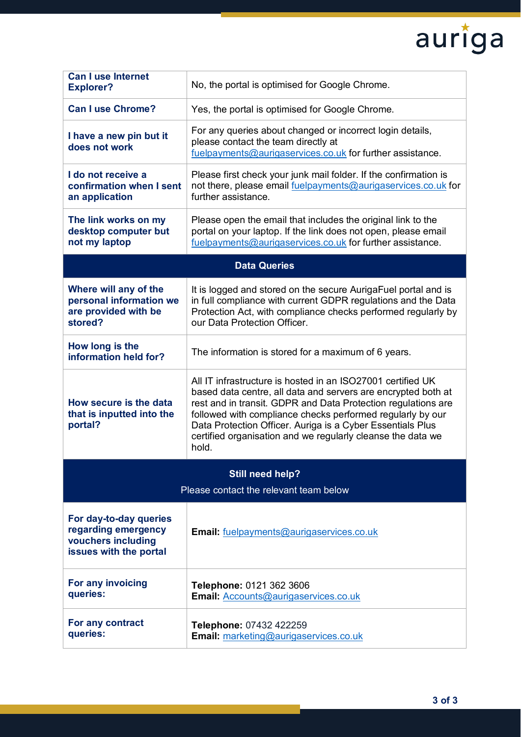| | |
|---|---|
| **Can I use Internet Explorer?** | No, the portal is optimised for Google Chrome. |
| **Can I use Chrome?** | Yes, the portal is optimised for Google Chrome. |
| **I have a new pin but it does not work** | For any queries about changed or incorrect login details, please contact the team directly at fuelpayments@aurigaservices.co.uk for further assistance. |
| **I do not receive a confirmation when I sent an application** | Please first check your junk mail folder. If the confirmation is not there, please email fuelpayments@aurigaservices.co.uk for further assistance. |
| **The link works on my desktop computer but not my laptop** | Please open the email that includes the original link to the portal on your laptop. If the link does not open, please email fuelpayments@aurigaservices.co.uk for further assistance. |
| **Data Queries** | |
| **Where will any of the personal information we are provided with be stored?** | It is logged and stored on the secure AurigaFuel portal and is in full compliance with current GDPR regulations and the Data Protection Act, with compliance checks performed regularly by our Data Protection Officer. |
| **How long is the information held for?** | The information is stored for a maximum of 6 years. |
| **How secure is the data that is inputted into the portal?** | All IT infrastructure is hosted in an ISO27001 certified UK based data centre, all data and servers are encrypted both at rest and in transit. GDPR and Data Protection regulations are followed with compliance checks performed regularly by our Data Protection Officer. Auriga is a Cyber Essentials Plus certified organisation and we regularly cleanse the data we hold. |
| **Still need help?** Please contact the relevant team below | |
| **For day-to-day queries regarding emergency vouchers including issues with the portal** | **Email:** fuelpayments@aurigaservices.co.uk |
| **For any invoicing queries:** | **Telephone:** 0121 362 3606 **Email:** Accounts@aurigaservices.co.uk |
| **For any contract queries:** | **Telephone:** 07432 422259 **Email:** marketing@aurigaservices.co.uk |